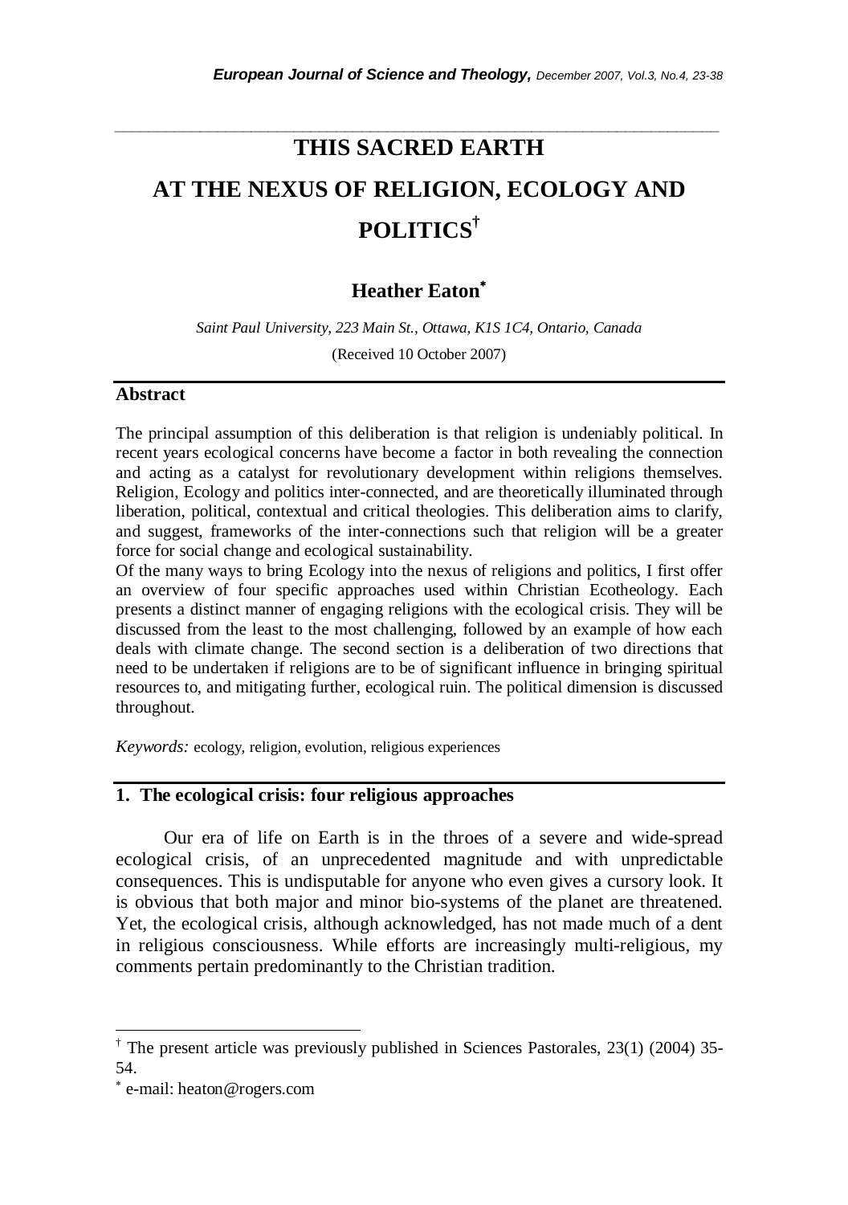# THIS SACRED EARTH
# AT THE NEXUS OF RELIGION, ECOLOGY AND POLITICS[†]

## Heather Eaton[*]

*Saint Paul University, 223 Main St., Ottawa, K1S 1C4, Ontario, Canada*

(Received 10 October 2007)

### Abstract

The principal assumption of this deliberation is that religion is undeniably political. In recent years ecological concerns have become a factor in both revealing the connection and acting as a catalyst for revolutionary development within religions themselves. Religion, Ecology and politics inter-connected, and are theoretically illuminated through liberation, political, contextual and critical theologies. This deliberation aims to clarify, and suggest, frameworks of the inter-connections such that religion will be a greater force for social change and ecological sustainability.

Of the many ways to bring Ecology into the nexus of religions and politics, I first offer an overview of four specific approaches used within Christian Ecotheology. Each presents a distinct manner of engaging religions with the ecological crisis. They will be discussed from the least to the most challenging, followed by an example of how each deals with climate change. The second section is a deliberation of two directions that need to be undertaken if religions are to be of significant influence in bringing spiritual resources to, and mitigating further, ecological ruin. The political dimension is discussed throughout.

*Keywords:* ecology, religion, evolution, religious experiences

## 1. The ecological crisis: four religious approaches

Our era of life on Earth is in the throes of a severe and wide-spread ecological crisis, of an unprecedented magnitude and with unpredictable consequences. This is undisputable for anyone who even gives a cursory look. It is obvious that both major and minor bio-systems of the planet are threatened. Yet, the ecological crisis, although acknowledged, has not made much of a dent in religious consciousness. While efforts are increasingly multi-religious, my comments pertain predominantly to the Christian tradition.

---

[†] The present article was previously published in Sciences Pastorales, 23(1) (2004) 35-54.

[*] e-mail: heaton@rogers.com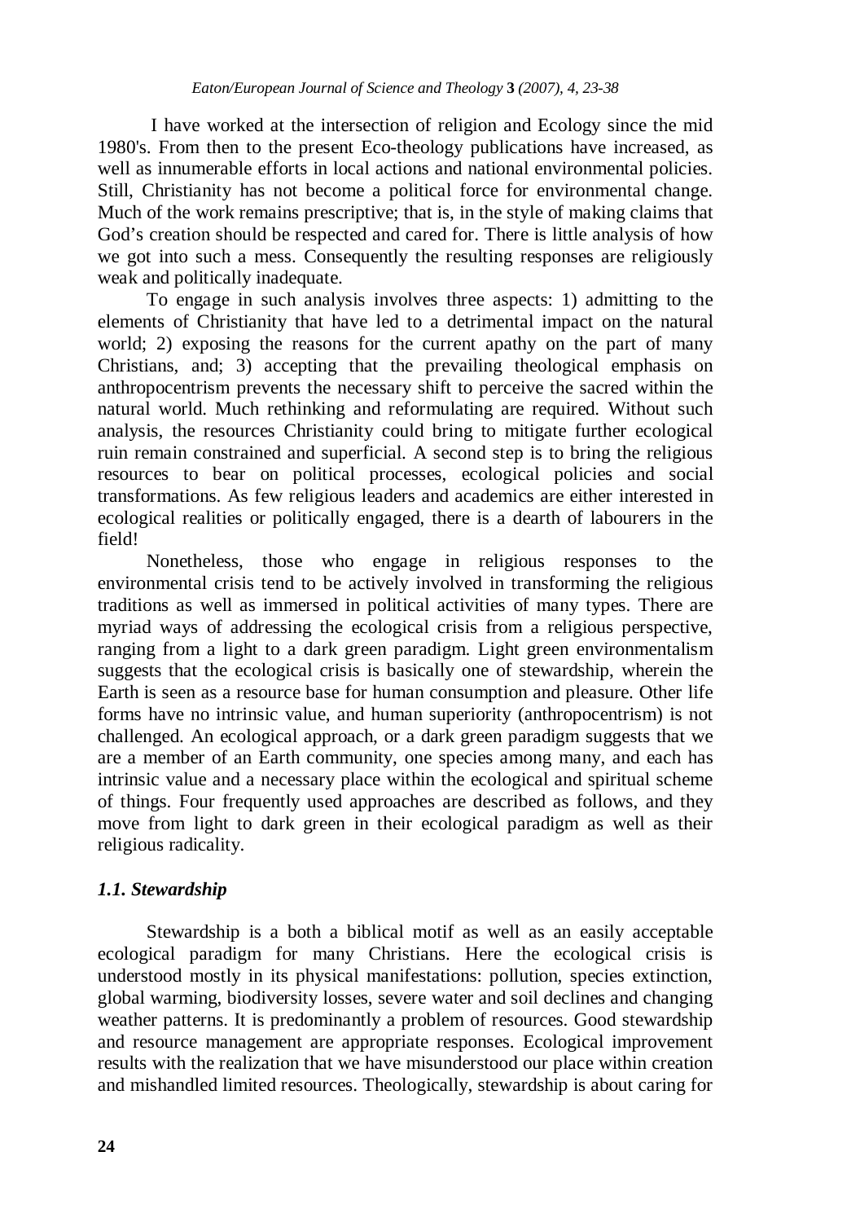I have worked at the intersection of religion and Ecology since the mid 1980's. From then to the present Eco-theology publications have increased, as well as innumerable efforts in local actions and national environmental policies. Still, Christianity has not become a political force for environmental change. Much of the work remains prescriptive; that is, in the style of making claims that God's creation should be respected and cared for. There is little analysis of how we got into such a mess. Consequently the resulting responses are religiously weak and politically inadequate.

To engage in such analysis involves three aspects: 1) admitting to the elements of Christianity that have led to a detrimental impact on the natural world; 2) exposing the reasons for the current apathy on the part of many Christians, and; 3) accepting that the prevailing theological emphasis on anthropocentrism prevents the necessary shift to perceive the sacred within the natural world. Much rethinking and reformulating are required. Without such analysis, the resources Christianity could bring to mitigate further ecological ruin remain constrained and superficial. A second step is to bring the religious resources to bear on political processes, ecological policies and social transformations. As few religious leaders and academics are either interested in ecological realities or politically engaged, there is a dearth of labourers in the field!

Nonetheless, those who engage in religious responses to the environmental crisis tend to be actively involved in transforming the religious traditions as well as immersed in political activities of many types. There are myriad ways of addressing the ecological crisis from a religious perspective, ranging from a light to a dark green paradigm. Light green environmentalism suggests that the ecological crisis is basically one of stewardship, wherein the Earth is seen as a resource base for human consumption and pleasure. Other life forms have no intrinsic value, and human superiority (anthropocentrism) is not challenged. An ecological approach, or a dark green paradigm suggests that we are a member of an Earth community, one species among many, and each has intrinsic value and a necessary place within the ecological and spiritual scheme of things. Four frequently used approaches are described as follows, and they move from light to dark green in their ecological paradigm as well as their religious radicality.

### *1.1. Stewardship*

Stewardship is a both a biblical motif as well as an easily acceptable ecological paradigm for many Christians. Here the ecological crisis is understood mostly in its physical manifestations: pollution, species extinction, global warming, biodiversity losses, severe water and soil declines and changing weather patterns. It is predominantly a problem of resources. Good stewardship and resource management are appropriate responses. Ecological improvement results with the realization that we have misunderstood our place within creation and mishandled limited resources. Theologically, stewardship is about caring for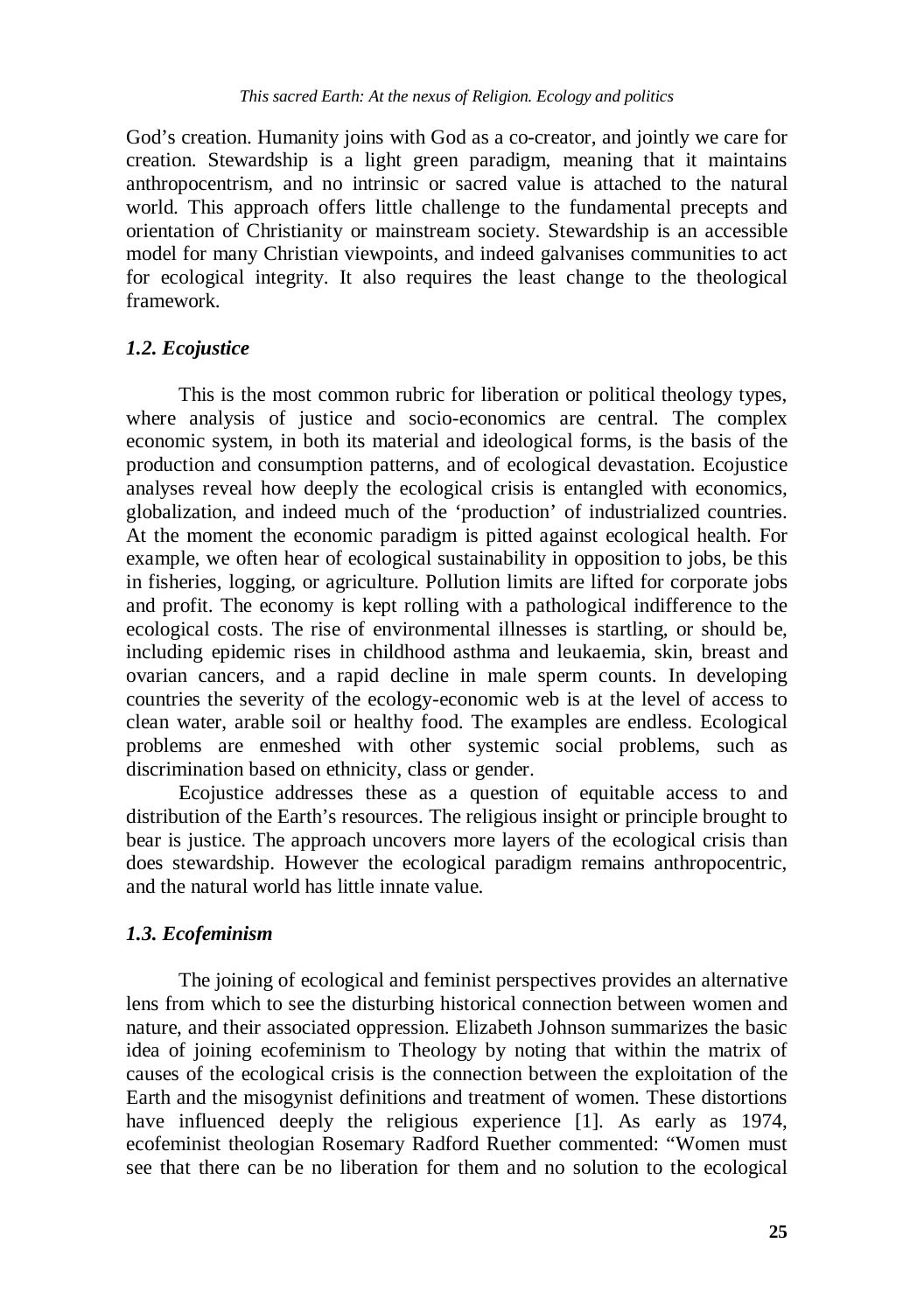God's creation. Humanity joins with God as a co-creator, and jointly we care for creation. Stewardship is a light green paradigm, meaning that it maintains anthropocentrism, and no intrinsic or sacred value is attached to the natural world. This approach offers little challenge to the fundamental precepts and orientation of Christianity or mainstream society. Stewardship is an accessible model for many Christian viewpoints, and indeed galvanises communities to act for ecological integrity. It also requires the least change to the theological framework.

### *1.2. Ecojustice*

This is the most common rubric for liberation or political theology types, where analysis of justice and socio-economics are central. The complex economic system, in both its material and ideological forms, is the basis of the production and consumption patterns, and of ecological devastation. Ecojustice analyses reveal how deeply the ecological crisis is entangled with economics, globalization, and indeed much of the 'production' of industrialized countries. At the moment the economic paradigm is pitted against ecological health. For example, we often hear of ecological sustainability in opposition to jobs, be this in fisheries, logging, or agriculture. Pollution limits are lifted for corporate jobs and profit. The economy is kept rolling with a pathological indifference to the ecological costs. The rise of environmental illnesses is startling, or should be, including epidemic rises in childhood asthma and leukaemia, skin, breast and ovarian cancers, and a rapid decline in male sperm counts. In developing countries the severity of the ecology-economic web is at the level of access to clean water, arable soil or healthy food. The examples are endless. Ecological problems are enmeshed with other systemic social problems, such as discrimination based on ethnicity, class or gender.

Ecojustice addresses these as a question of equitable access to and distribution of the Earth's resources. The religious insight or principle brought to bear is justice. The approach uncovers more layers of the ecological crisis than does stewardship. However the ecological paradigm remains anthropocentric, and the natural world has little innate value.

### *1.3. Ecofeminism*

The joining of ecological and feminist perspectives provides an alternative lens from which to see the disturbing historical connection between women and nature, and their associated oppression. Elizabeth Johnson summarizes the basic idea of joining ecofeminism to Theology by noting that within the matrix of causes of the ecological crisis is the connection between the exploitation of the Earth and the misogynist definitions and treatment of women. These distortions have influenced deeply the religious experience [1]. As early as 1974, ecofeminist theologian Rosemary Radford Ruether commented: "Women must see that there can be no liberation for them and no solution to the ecological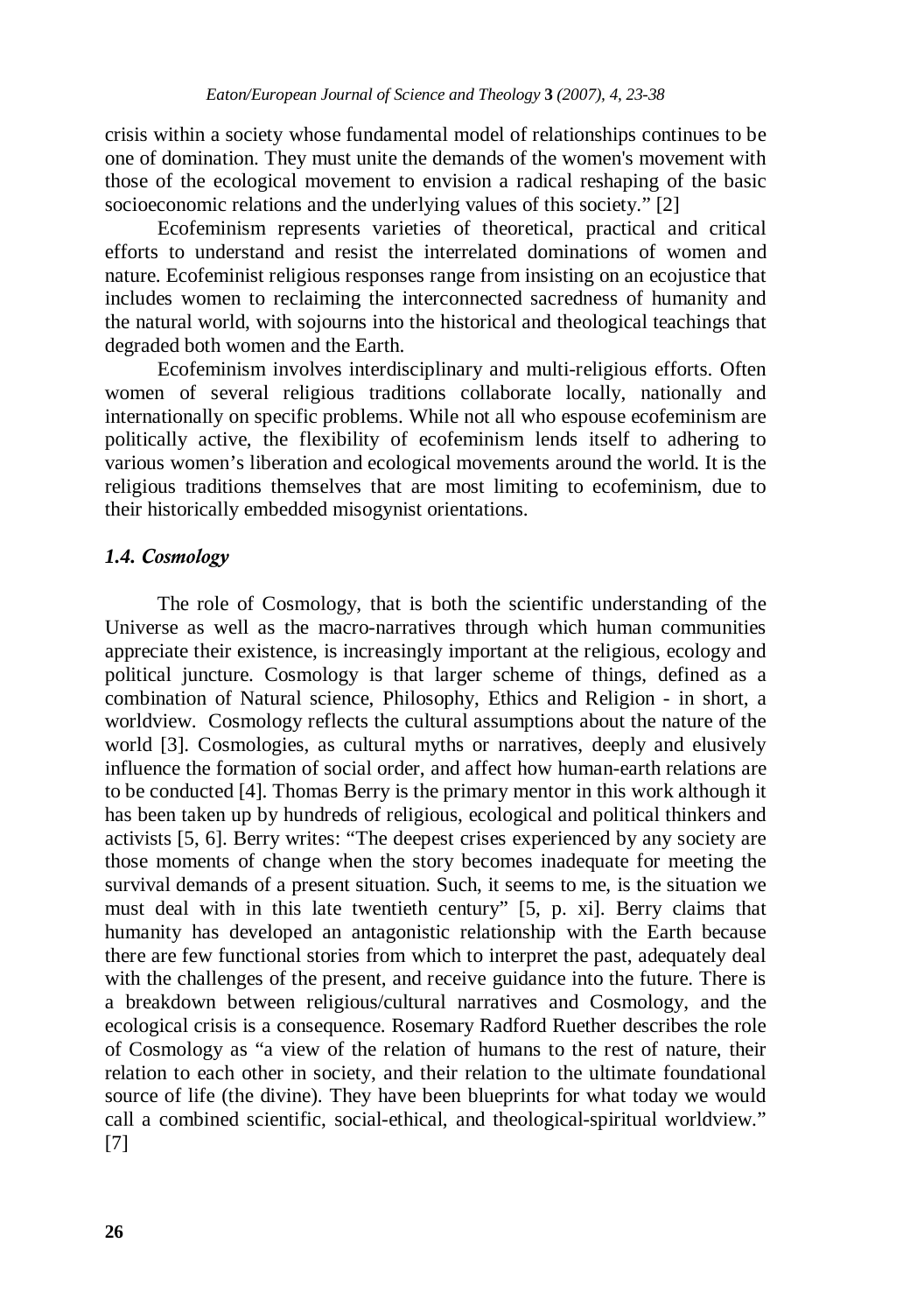crisis within a society whose fundamental model of relationships continues to be one of domination. They must unite the demands of the women's movement with those of the ecological movement to envision a radical reshaping of the basic socioeconomic relations and the underlying values of this society." [2]

Ecofeminism represents varieties of theoretical, practical and critical efforts to understand and resist the interrelated dominations of women and nature. Ecofeminist religious responses range from insisting on an ecojustice that includes women to reclaiming the interconnected sacredness of humanity and the natural world, with sojourns into the historical and theological teachings that degraded both women and the Earth.

Ecofeminism involves interdisciplinary and multi-religious efforts. Often women of several religious traditions collaborate locally, nationally and internationally on specific problems. While not all who espouse ecofeminism are politically active, the flexibility of ecofeminism lends itself to adhering to various women's liberation and ecological movements around the world. It is the religious traditions themselves that are most limiting to ecofeminism, due to their historically embedded misogynist orientations.

### *1.4. Cosmology*

The role of Cosmology, that is both the scientific understanding of the Universe as well as the macro-narratives through which human communities appreciate their existence, is increasingly important at the religious, ecology and political juncture. Cosmology is that larger scheme of things, defined as a combination of Natural science, Philosophy, Ethics and Religion - in short, a worldview. Cosmology reflects the cultural assumptions about the nature of the world [3]. Cosmologies, as cultural myths or narratives, deeply and elusively influence the formation of social order, and affect how human-earth relations are to be conducted [4]. Thomas Berry is the primary mentor in this work although it has been taken up by hundreds of religious, ecological and political thinkers and activists [5, 6]. Berry writes: "The deepest crises experienced by any society are those moments of change when the story becomes inadequate for meeting the survival demands of a present situation. Such, it seems to me, is the situation we must deal with in this late twentieth century" [5, p. xi]. Berry claims that humanity has developed an antagonistic relationship with the Earth because there are few functional stories from which to interpret the past, adequately deal with the challenges of the present, and receive guidance into the future. There is a breakdown between religious/cultural narratives and Cosmology, and the ecological crisis is a consequence. Rosemary Radford Ruether describes the role of Cosmology as "a view of the relation of humans to the rest of nature, their relation to each other in society, and their relation to the ultimate foundational source of life (the divine). They have been blueprints for what today we would call a combined scientific, social-ethical, and theological-spiritual worldview." [7]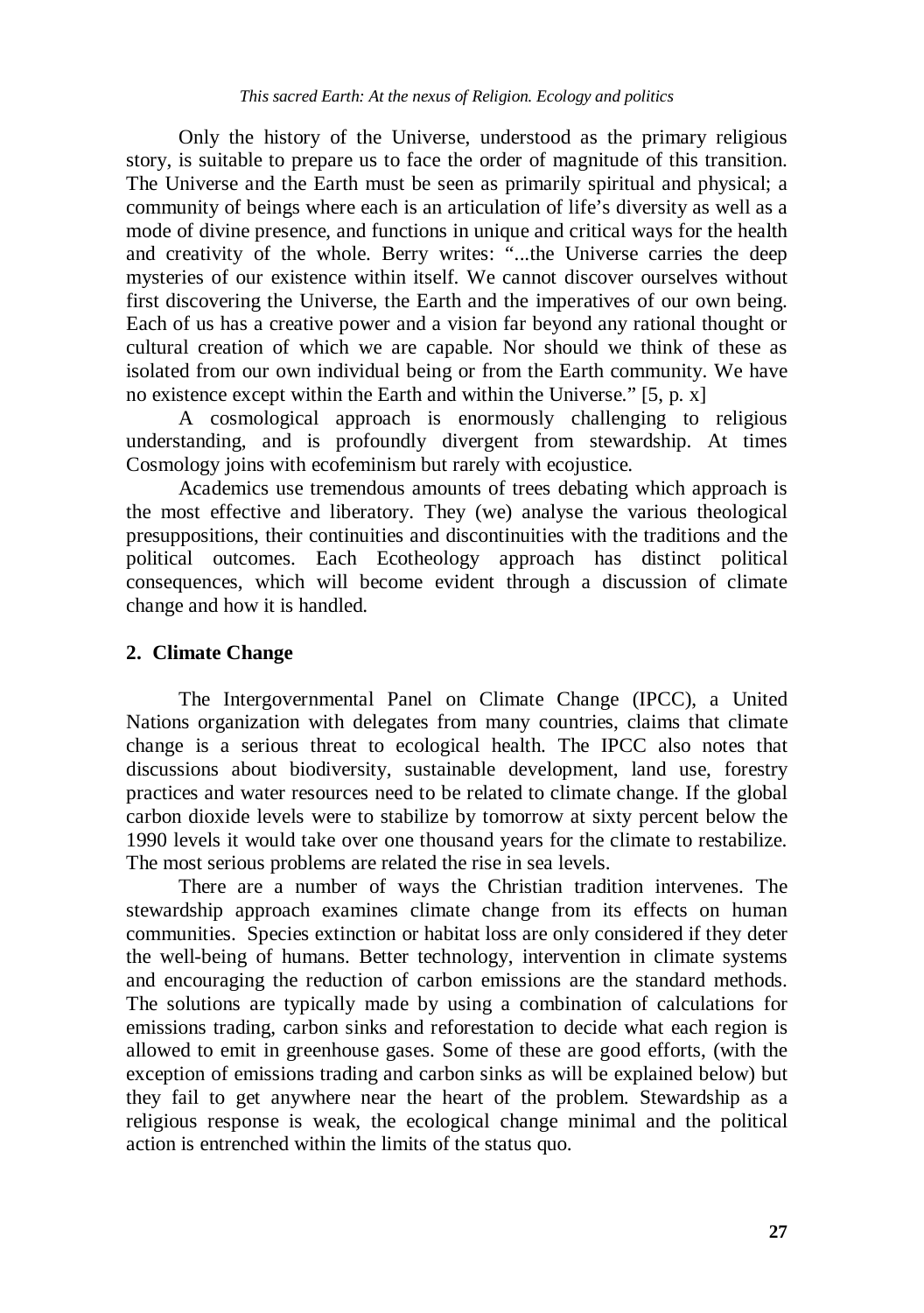Only the history of the Universe, understood as the primary religious story, is suitable to prepare us to face the order of magnitude of this transition. The Universe and the Earth must be seen as primarily spiritual and physical; a community of beings where each is an articulation of life's diversity as well as a mode of divine presence, and functions in unique and critical ways for the health and creativity of the whole. Berry writes: "...the Universe carries the deep mysteries of our existence within itself. We cannot discover ourselves without first discovering the Universe, the Earth and the imperatives of our own being. Each of us has a creative power and a vision far beyond any rational thought or cultural creation of which we are capable. Nor should we think of these as isolated from our own individual being or from the Earth community. We have no existence except within the Earth and within the Universe." [5, p. x]

A cosmological approach is enormously challenging to religious understanding, and is profoundly divergent from stewardship. At times Cosmology joins with ecofeminism but rarely with ecojustice.

Academics use tremendous amounts of trees debating which approach is the most effective and liberatory. They (we) analyse the various theological presuppositions, their continuities and discontinuities with the traditions and the political outcomes. Each Ecotheology approach has distinct political consequences, which will become evident through a discussion of climate change and how it is handled.

## 2. Climate Change

The Intergovernmental Panel on Climate Change (IPCC), a United Nations organization with delegates from many countries, claims that climate change is a serious threat to ecological health. The IPCC also notes that discussions about biodiversity, sustainable development, land use, forestry practices and water resources need to be related to climate change. If the global carbon dioxide levels were to stabilize by tomorrow at sixty percent below the 1990 levels it would take over one thousand years for the climate to restabilize. The most serious problems are related the rise in sea levels.

There are a number of ways the Christian tradition intervenes. The stewardship approach examines climate change from its effects on human communities. Species extinction or habitat loss are only considered if they deter the well-being of humans. Better technology, intervention in climate systems and encouraging the reduction of carbon emissions are the standard methods. The solutions are typically made by using a combination of calculations for emissions trading, carbon sinks and reforestation to decide what each region is allowed to emit in greenhouse gases. Some of these are good efforts, (with the exception of emissions trading and carbon sinks as will be explained below) but they fail to get anywhere near the heart of the problem. Stewardship as a religious response is weak, the ecological change minimal and the political action is entrenched within the limits of the status quo.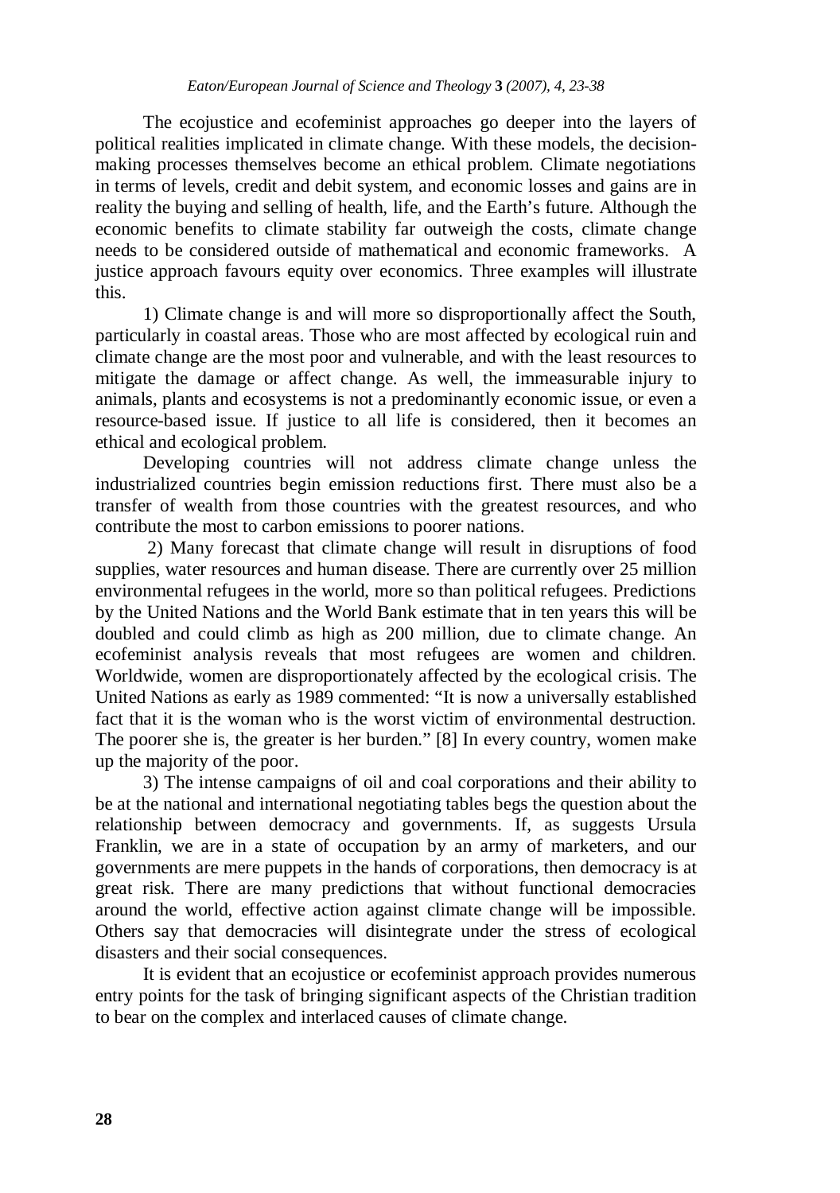The ecojustice and ecofeminist approaches go deeper into the layers of political realities implicated in climate change. With these models, the decision-making processes themselves become an ethical problem. Climate negotiations in terms of levels, credit and debit system, and economic losses and gains are in reality the buying and selling of health, life, and the Earth's future. Although the economic benefits to climate stability far outweigh the costs, climate change needs to be considered outside of mathematical and economic frameworks. A justice approach favours equity over economics. Three examples will illustrate this.

1) Climate change is and will more so disproportionally affect the South, particularly in coastal areas. Those who are most affected by ecological ruin and climate change are the most poor and vulnerable, and with the least resources to mitigate the damage or affect change. As well, the immeasurable injury to animals, plants and ecosystems is not a predominantly economic issue, or even a resource-based issue. If justice to all life is considered, then it becomes an ethical and ecological problem.

Developing countries will not address climate change unless the industrialized countries begin emission reductions first. There must also be a transfer of wealth from those countries with the greatest resources, and who contribute the most to carbon emissions to poorer nations.

2) Many forecast that climate change will result in disruptions of food supplies, water resources and human disease. There are currently over 25 million environmental refugees in the world, more so than political refugees. Predictions by the United Nations and the World Bank estimate that in ten years this will be doubled and could climb as high as 200 million, due to climate change. An ecofeminist analysis reveals that most refugees are women and children. Worldwide, women are disproportionately affected by the ecological crisis. The United Nations as early as 1989 commented: "It is now a universally established fact that it is the woman who is the worst victim of environmental destruction. The poorer she is, the greater is her burden." [8] In every country, women make up the majority of the poor.

3) The intense campaigns of oil and coal corporations and their ability to be at the national and international negotiating tables begs the question about the relationship between democracy and governments. If, as suggests Ursula Franklin, we are in a state of occupation by an army of marketers, and our governments are mere puppets in the hands of corporations, then democracy is at great risk. There are many predictions that without functional democracies around the world, effective action against climate change will be impossible. Others say that democracies will disintegrate under the stress of ecological disasters and their social consequences.

It is evident that an ecojustice or ecofeminist approach provides numerous entry points for the task of bringing significant aspects of the Christian tradition to bear on the complex and interlaced causes of climate change.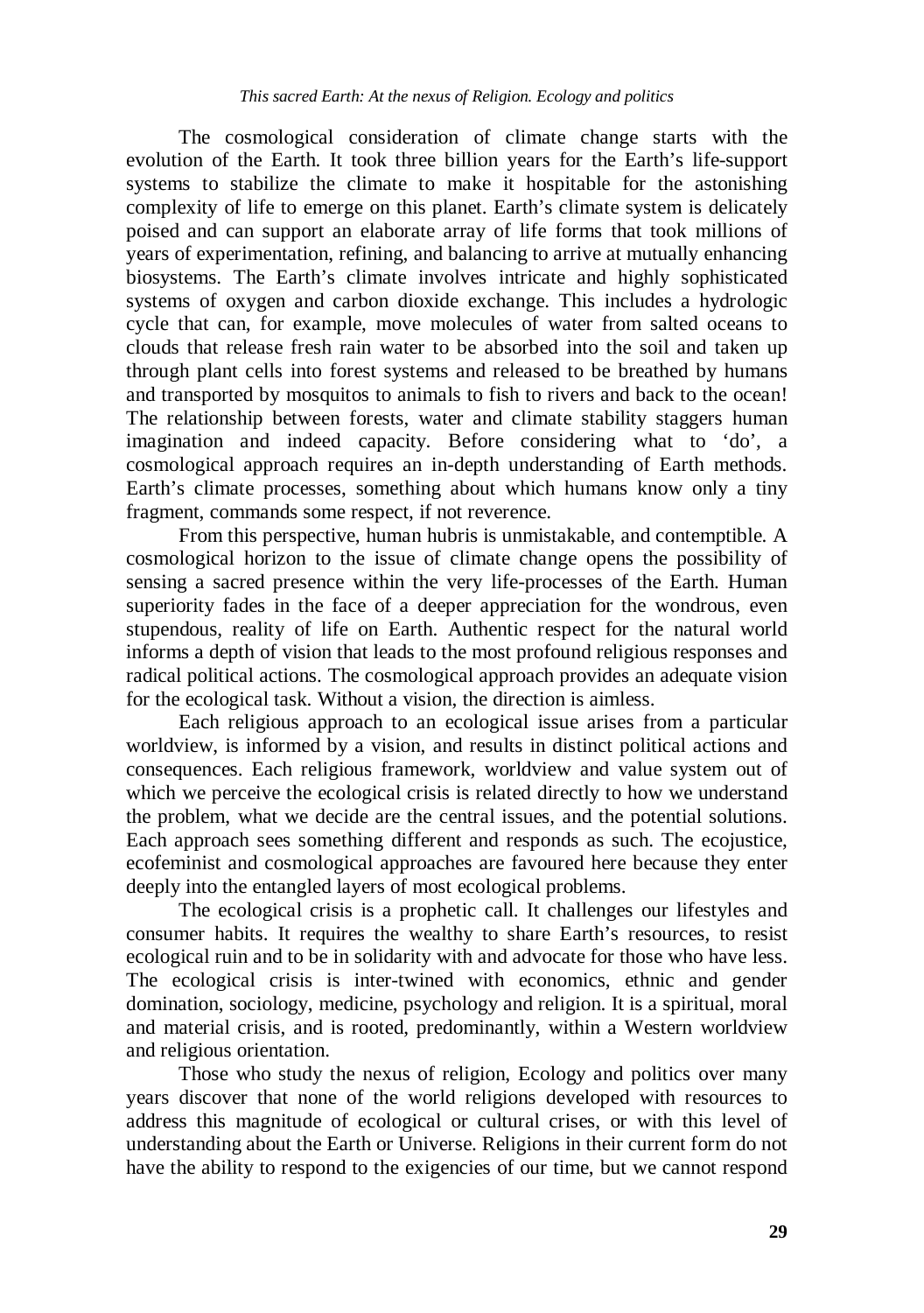The cosmological consideration of climate change starts with the evolution of the Earth. It took three billion years for the Earth's life-support systems to stabilize the climate to make it hospitable for the astonishing complexity of life to emerge on this planet. Earth's climate system is delicately poised and can support an elaborate array of life forms that took millions of years of experimentation, refining, and balancing to arrive at mutually enhancing biosystems. The Earth's climate involves intricate and highly sophisticated systems of oxygen and carbon dioxide exchange. This includes a hydrologic cycle that can, for example, move molecules of water from salted oceans to clouds that release fresh rain water to be absorbed into the soil and taken up through plant cells into forest systems and released to be breathed by humans and transported by mosquitos to animals to fish to rivers and back to the ocean! The relationship between forests, water and climate stability staggers human imagination and indeed capacity. Before considering what to 'do', a cosmological approach requires an in-depth understanding of Earth methods. Earth's climate processes, something about which humans know only a tiny fragment, commands some respect, if not reverence.

From this perspective, human hubris is unmistakable, and contemptible. A cosmological horizon to the issue of climate change opens the possibility of sensing a sacred presence within the very life-processes of the Earth. Human superiority fades in the face of a deeper appreciation for the wondrous, even stupendous, reality of life on Earth. Authentic respect for the natural world informs a depth of vision that leads to the most profound religious responses and radical political actions. The cosmological approach provides an adequate vision for the ecological task. Without a vision, the direction is aimless.

Each religious approach to an ecological issue arises from a particular worldview, is informed by a vision, and results in distinct political actions and consequences. Each religious framework, worldview and value system out of which we perceive the ecological crisis is related directly to how we understand the problem, what we decide are the central issues, and the potential solutions. Each approach sees something different and responds as such. The ecojustice, ecofeminist and cosmological approaches are favoured here because they enter deeply into the entangled layers of most ecological problems.

The ecological crisis is a prophetic call. It challenges our lifestyles and consumer habits. It requires the wealthy to share Earth's resources, to resist ecological ruin and to be in solidarity with and advocate for those who have less. The ecological crisis is inter-twined with economics, ethnic and gender domination, sociology, medicine, psychology and religion. It is a spiritual, moral and material crisis, and is rooted, predominantly, within a Western worldview and religious orientation.

Those who study the nexus of religion, Ecology and politics over many years discover that none of the world religions developed with resources to address this magnitude of ecological or cultural crises, or with this level of understanding about the Earth or Universe. Religions in their current form do not have the ability to respond to the exigencies of our time, but we cannot respond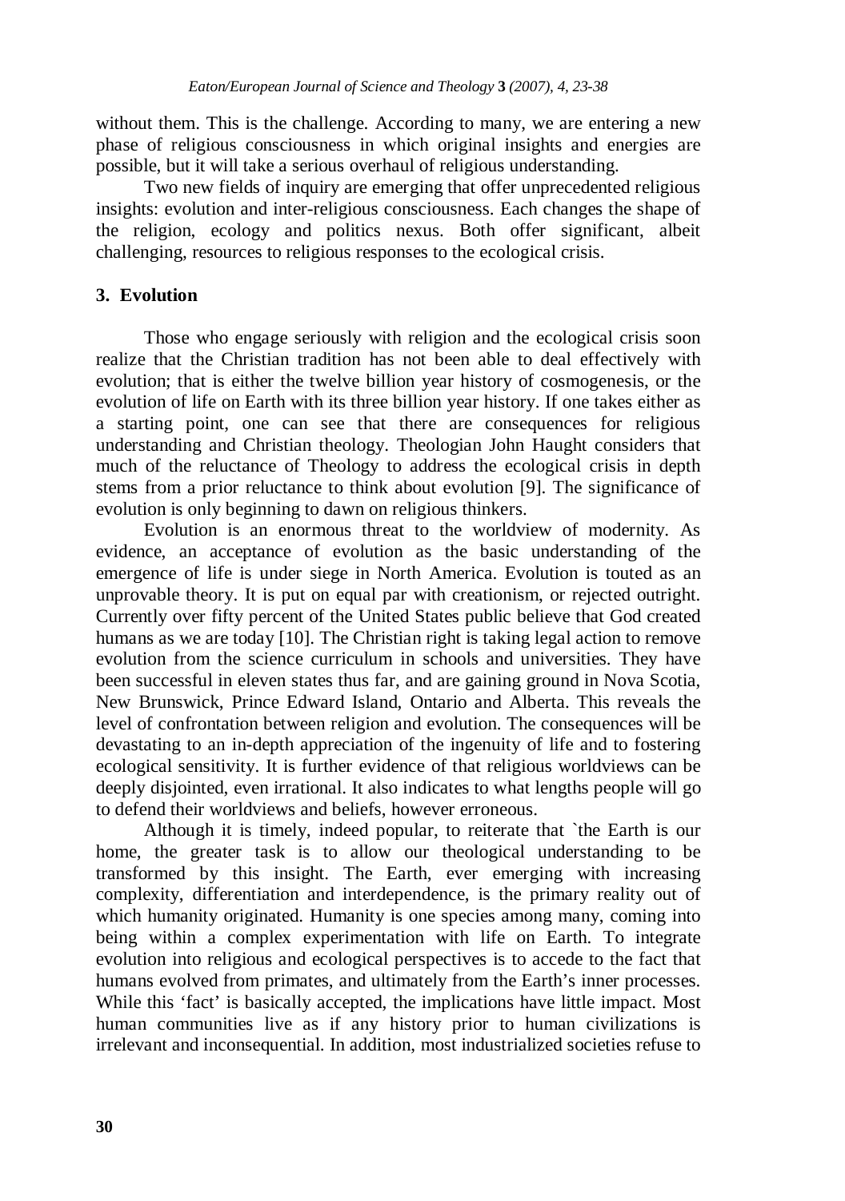without them. This is the challenge. According to many, we are entering a new phase of religious consciousness in which original insights and energies are possible, but it will take a serious overhaul of religious understanding.

Two new fields of inquiry are emerging that offer unprecedented religious insights: evolution and inter-religious consciousness. Each changes the shape of the religion, ecology and politics nexus. Both offer significant, albeit challenging, resources to religious responses to the ecological crisis.

## 3. Evolution

Those who engage seriously with religion and the ecological crisis soon realize that the Christian tradition has not been able to deal effectively with evolution; that is either the twelve billion year history of cosmogenesis, or the evolution of life on Earth with its three billion year history. If one takes either as a starting point, one can see that there are consequences for religious understanding and Christian theology. Theologian John Haught considers that much of the reluctance of Theology to address the ecological crisis in depth stems from a prior reluctance to think about evolution [9]. The significance of evolution is only beginning to dawn on religious thinkers.

Evolution is an enormous threat to the worldview of modernity. As evidence, an acceptance of evolution as the basic understanding of the emergence of life is under siege in North America. Evolution is touted as an unprovable theory. It is put on equal par with creationism, or rejected outright. Currently over fifty percent of the United States public believe that God created humans as we are today [10]. The Christian right is taking legal action to remove evolution from the science curriculum in schools and universities. They have been successful in eleven states thus far, and are gaining ground in Nova Scotia, New Brunswick, Prince Edward Island, Ontario and Alberta. This reveals the level of confrontation between religion and evolution. The consequences will be devastating to an in-depth appreciation of the ingenuity of life and to fostering ecological sensitivity. It is further evidence of that religious worldviews can be deeply disjointed, even irrational. It also indicates to what lengths people will go to defend their worldviews and beliefs, however erroneous.

Although it is timely, indeed popular, to reiterate that `the Earth is our home, the greater task is to allow our theological understanding to be transformed by this insight. The Earth, ever emerging with increasing complexity, differentiation and interdependence, is the primary reality out of which humanity originated. Humanity is one species among many, coming into being within a complex experimentation with life on Earth. To integrate evolution into religious and ecological perspectives is to accede to the fact that humans evolved from primates, and ultimately from the Earth's inner processes. While this 'fact' is basically accepted, the implications have little impact. Most human communities live as if any history prior to human civilizations is irrelevant and inconsequential. In addition, most industrialized societies refuse to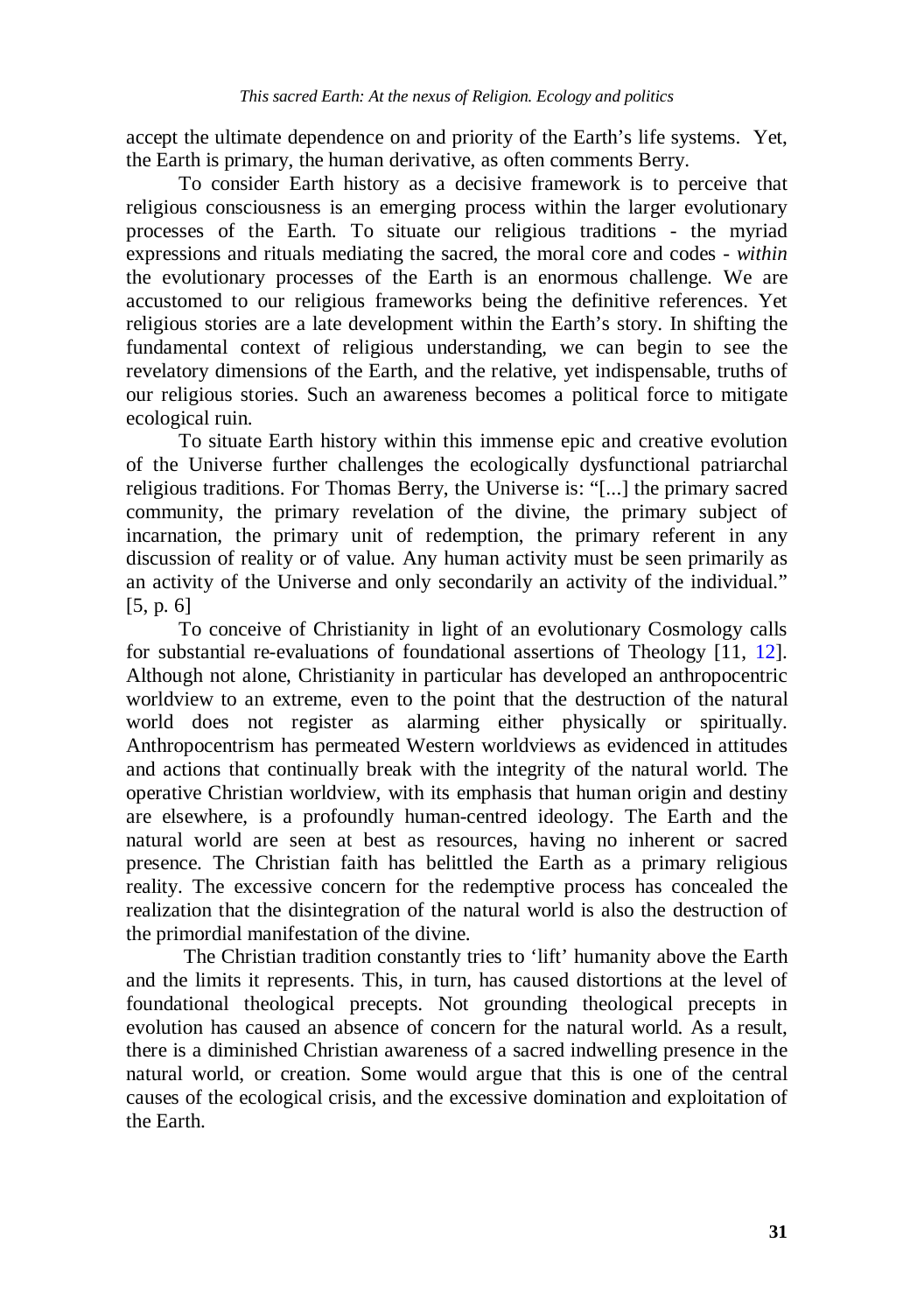accept the ultimate dependence on and priority of the Earth's life systems. Yet, the Earth is primary, the human derivative, as often comments Berry.

To consider Earth history as a decisive framework is to perceive that religious consciousness is an emerging process within the larger evolutionary processes of the Earth. To situate our religious traditions - the myriad expressions and rituals mediating the sacred, the moral core and codes - *within* the evolutionary processes of the Earth is an enormous challenge. We are accustomed to our religious frameworks being the definitive references. Yet religious stories are a late development within the Earth's story. In shifting the fundamental context of religious understanding, we can begin to see the revelatory dimensions of the Earth, and the relative, yet indispensable, truths of our religious stories. Such an awareness becomes a political force to mitigate ecological ruin.

To situate Earth history within this immense epic and creative evolution of the Universe further challenges the ecologically dysfunctional patriarchal religious traditions. For Thomas Berry, the Universe is: "[...] the primary sacred community, the primary revelation of the divine, the primary subject of incarnation, the primary unit of redemption, the primary referent in any discussion of reality or of value. Any human activity must be seen primarily as an activity of the Universe and only secondarily an activity of the individual." [5, p. 6]

To conceive of Christianity in light of an evolutionary Cosmology calls for substantial re-evaluations of foundational assertions of Theology [11, 12]. Although not alone, Christianity in particular has developed an anthropocentric worldview to an extreme, even to the point that the destruction of the natural world does not register as alarming either physically or spiritually. Anthropocentrism has permeated Western worldviews as evidenced in attitudes and actions that continually break with the integrity of the natural world. The operative Christian worldview, with its emphasis that human origin and destiny are elsewhere, is a profoundly human-centred ideology. The Earth and the natural world are seen at best as resources, having no inherent or sacred presence. The Christian faith has belittled the Earth as a primary religious reality. The excessive concern for the redemptive process has concealed the realization that the disintegration of the natural world is also the destruction of the primordial manifestation of the divine.

The Christian tradition constantly tries to 'lift' humanity above the Earth and the limits it represents. This, in turn, has caused distortions at the level of foundational theological precepts. Not grounding theological precepts in evolution has caused an absence of concern for the natural world. As a result, there is a diminished Christian awareness of a sacred indwelling presence in the natural world, or creation. Some would argue that this is one of the central causes of the ecological crisis, and the excessive domination and exploitation of the Earth.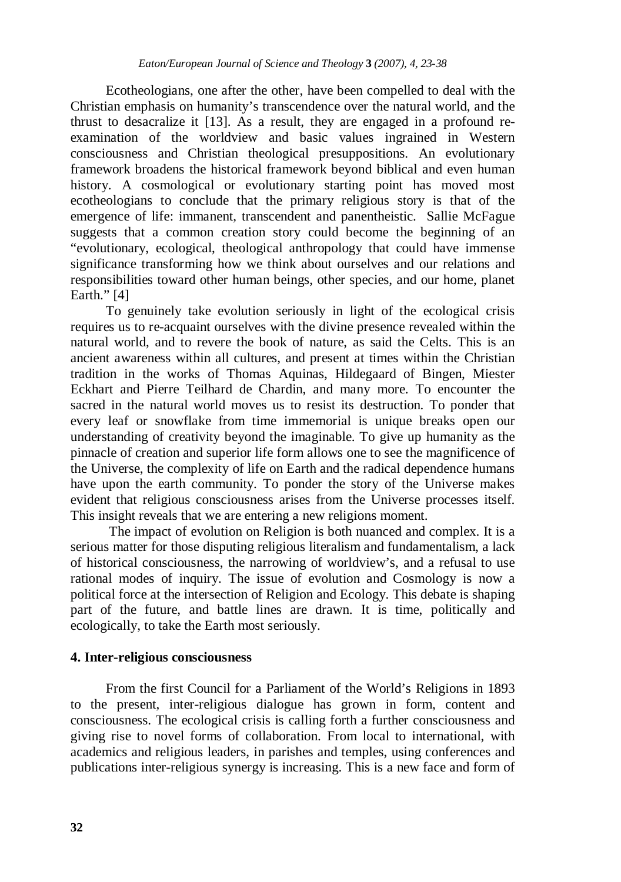Ecotheologians, one after the other, have been compelled to deal with the Christian emphasis on humanity's transcendence over the natural world, and the thrust to desacralize it [13]. As a result, they are engaged in a profound re-examination of the worldview and basic values ingrained in Western consciousness and Christian theological presuppositions. An evolutionary framework broadens the historical framework beyond biblical and even human history. A cosmological or evolutionary starting point has moved most ecotheologians to conclude that the primary religious story is that of the emergence of life: immanent, transcendent and panentheistic. Sallie McFague suggests that a common creation story could become the beginning of an "evolutionary, ecological, theological anthropology that could have immense significance transforming how we think about ourselves and our relations and responsibilities toward other human beings, other species, and our home, planet Earth." [4]

To genuinely take evolution seriously in light of the ecological crisis requires us to re-acquaint ourselves with the divine presence revealed within the natural world, and to revere the book of nature, as said the Celts. This is an ancient awareness within all cultures, and present at times within the Christian tradition in the works of Thomas Aquinas, Hildegaard of Bingen, Miester Eckhart and Pierre Teilhard de Chardin, and many more. To encounter the sacred in the natural world moves us to resist its destruction. To ponder that every leaf or snowflake from time immemorial is unique breaks open our understanding of creativity beyond the imaginable. To give up humanity as the pinnacle of creation and superior life form allows one to see the magnificence of the Universe, the complexity of life on Earth and the radical dependence humans have upon the earth community. To ponder the story of the Universe makes evident that religious consciousness arises from the Universe processes itself. This insight reveals that we are entering a new religions moment.

The impact of evolution on Religion is both nuanced and complex. It is a serious matter for those disputing religious literalism and fundamentalism, a lack of historical consciousness, the narrowing of worldview's, and a refusal to use rational modes of inquiry. The issue of evolution and Cosmology is now a political force at the intersection of Religion and Ecology. This debate is shaping part of the future, and battle lines are drawn. It is time, politically and ecologically, to take the Earth most seriously.

## 4. Inter-religious consciousness

From the first Council for a Parliament of the World's Religions in 1893 to the present, inter-religious dialogue has grown in form, content and consciousness. The ecological crisis is calling forth a further consciousness and giving rise to novel forms of collaboration. From local to international, with academics and religious leaders, in parishes and temples, using conferences and publications inter-religious synergy is increasing. This is a new face and form of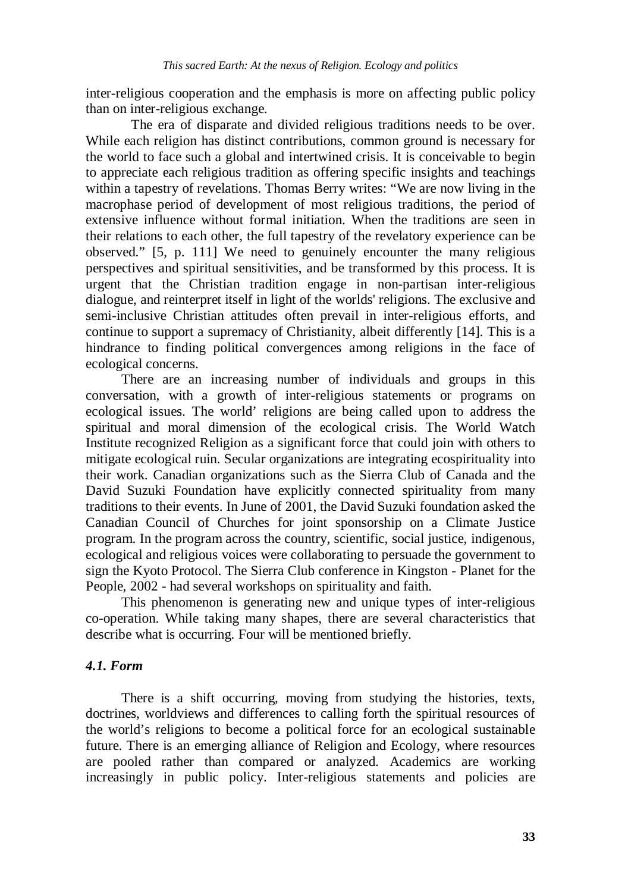inter-religious cooperation and the emphasis is more on affecting public policy than on inter-religious exchange.

The era of disparate and divided religious traditions needs to be over. While each religion has distinct contributions, common ground is necessary for the world to face such a global and intertwined crisis. It is conceivable to begin to appreciate each religious tradition as offering specific insights and teachings within a tapestry of revelations. Thomas Berry writes: "We are now living in the macrophase period of development of most religious traditions, the period of extensive influence without formal initiation. When the traditions are seen in their relations to each other, the full tapestry of the revelatory experience can be observed." [5, p. 111] We need to genuinely encounter the many religious perspectives and spiritual sensitivities, and be transformed by this process. It is urgent that the Christian tradition engage in non-partisan inter-religious dialogue, and reinterpret itself in light of the worlds' religions. The exclusive and semi-inclusive Christian attitudes often prevail in inter-religious efforts, and continue to support a supremacy of Christianity, albeit differently [14]. This is a hindrance to finding political convergences among religions in the face of ecological concerns.

There are an increasing number of individuals and groups in this conversation, with a growth of inter-religious statements or programs on ecological issues. The world' religions are being called upon to address the spiritual and moral dimension of the ecological crisis. The World Watch Institute recognized Religion as a significant force that could join with others to mitigate ecological ruin. Secular organizations are integrating ecospirituality into their work. Canadian organizations such as the Sierra Club of Canada and the David Suzuki Foundation have explicitly connected spirituality from many traditions to their events. In June of 2001, the David Suzuki foundation asked the Canadian Council of Churches for joint sponsorship on a Climate Justice program. In the program across the country, scientific, social justice, indigenous, ecological and religious voices were collaborating to persuade the government to sign the Kyoto Protocol. The Sierra Club conference in Kingston - Planet for the People, 2002 - had several workshops on spirituality and faith.

This phenomenon is generating new and unique types of inter-religious co-operation. While taking many shapes, there are several characteristics that describe what is occurring. Four will be mentioned briefly.

### *4.1. Form*

There is a shift occurring, moving from studying the histories, texts, doctrines, worldviews and differences to calling forth the spiritual resources of the world's religions to become a political force for an ecological sustainable future. There is an emerging alliance of Religion and Ecology, where resources are pooled rather than compared or analyzed. Academics are working increasingly in public policy. Inter-religious statements and policies are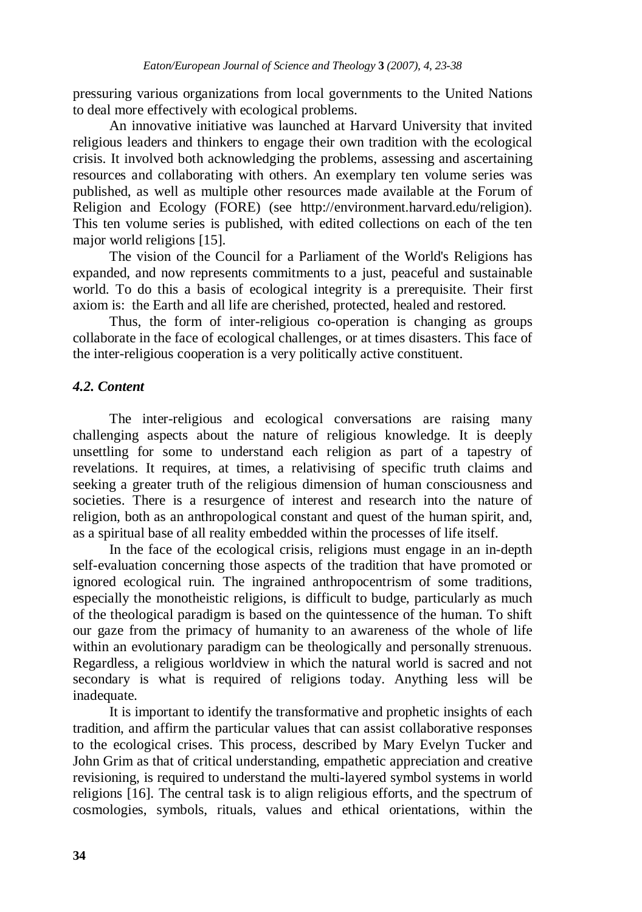pressuring various organizations from local governments to the United Nations to deal more effectively with ecological problems.

An innovative initiative was launched at Harvard University that invited religious leaders and thinkers to engage their own tradition with the ecological crisis. It involved both acknowledging the problems, assessing and ascertaining resources and collaborating with others. An exemplary ten volume series was published, as well as multiple other resources made available at the Forum of Religion and Ecology (FORE) (see http://environment.harvard.edu/religion). This ten volume series is published, with edited collections on each of the ten major world religions [15].

The vision of the Council for a Parliament of the World's Religions has expanded, and now represents commitments to a just, peaceful and sustainable world. To do this a basis of ecological integrity is a prerequisite. Their first axiom is: the Earth and all life are cherished, protected, healed and restored.

Thus, the form of inter-religious co-operation is changing as groups collaborate in the face of ecological challenges, or at times disasters. This face of the inter-religious cooperation is a very politically active constituent.

### *4.2. Content*

The inter-religious and ecological conversations are raising many challenging aspects about the nature of religious knowledge. It is deeply unsettling for some to understand each religion as part of a tapestry of revelations. It requires, at times, a relativising of specific truth claims and seeking a greater truth of the religious dimension of human consciousness and societies. There is a resurgence of interest and research into the nature of religion, both as an anthropological constant and quest of the human spirit, and, as a spiritual base of all reality embedded within the processes of life itself.

In the face of the ecological crisis, religions must engage in an in-depth self-evaluation concerning those aspects of the tradition that have promoted or ignored ecological ruin. The ingrained anthropocentrism of some traditions, especially the monotheistic religions, is difficult to budge, particularly as much of the theological paradigm is based on the quintessence of the human. To shift our gaze from the primacy of humanity to an awareness of the whole of life within an evolutionary paradigm can be theologically and personally strenuous. Regardless, a religious worldview in which the natural world is sacred and not secondary is what is required of religions today. Anything less will be inadequate.

It is important to identify the transformative and prophetic insights of each tradition, and affirm the particular values that can assist collaborative responses to the ecological crises. This process, described by Mary Evelyn Tucker and John Grim as that of critical understanding, empathetic appreciation and creative revisioning, is required to understand the multi-layered symbol systems in world religions [16]. The central task is to align religious efforts, and the spectrum of cosmologies, symbols, rituals, values and ethical orientations, within the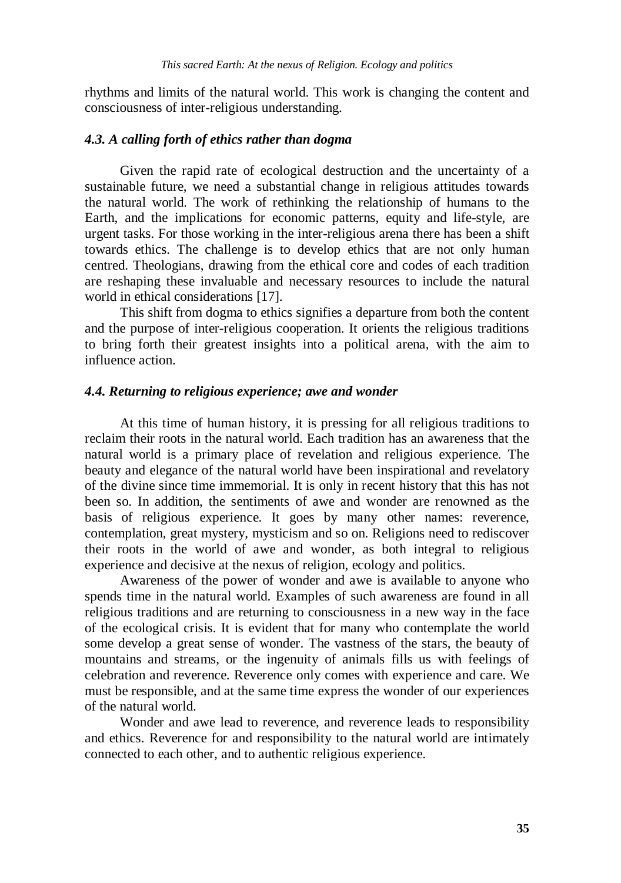rhythms and limits of the natural world. This work is changing the content and consciousness of inter-religious understanding.

### *4.3. A calling forth of ethics rather than dogma*

Given the rapid rate of ecological destruction and the uncertainty of a sustainable future, we need a substantial change in religious attitudes towards the natural world. The work of rethinking the relationship of humans to the Earth, and the implications for economic patterns, equity and life-style, are urgent tasks. For those working in the inter-religious arena there has been a shift towards ethics. The challenge is to develop ethics that are not only human centred. Theologians, drawing from the ethical core and codes of each tradition are reshaping these invaluable and necessary resources to include the natural world in ethical considerations [17].

This shift from dogma to ethics signifies a departure from both the content and the purpose of inter-religious cooperation. It orients the religious traditions to bring forth their greatest insights into a political arena, with the aim to influence action.

### *4.4. Returning to religious experience; awe and wonder*

At this time of human history, it is pressing for all religious traditions to reclaim their roots in the natural world. Each tradition has an awareness that the natural world is a primary place of revelation and religious experience. The beauty and elegance of the natural world have been inspirational and revelatory of the divine since time immemorial. It is only in recent history that this has not been so. In addition, the sentiments of awe and wonder are renowned as the basis of religious experience. It goes by many other names: reverence, contemplation, great mystery, mysticism and so on. Religions need to rediscover their roots in the world of awe and wonder, as both integral to religious experience and decisive at the nexus of religion, ecology and politics.

Awareness of the power of wonder and awe is available to anyone who spends time in the natural world. Examples of such awareness are found in all religious traditions and are returning to consciousness in a new way in the face of the ecological crisis. It is evident that for many who contemplate the world some develop a great sense of wonder. The vastness of the stars, the beauty of mountains and streams, or the ingenuity of animals fills us with feelings of celebration and reverence. Reverence only comes with experience and care. We must be responsible, and at the same time express the wonder of our experiences of the natural world.

Wonder and awe lead to reverence, and reverence leads to responsibility and ethics. Reverence for and responsibility to the natural world are intimately connected to each other, and to authentic religious experience.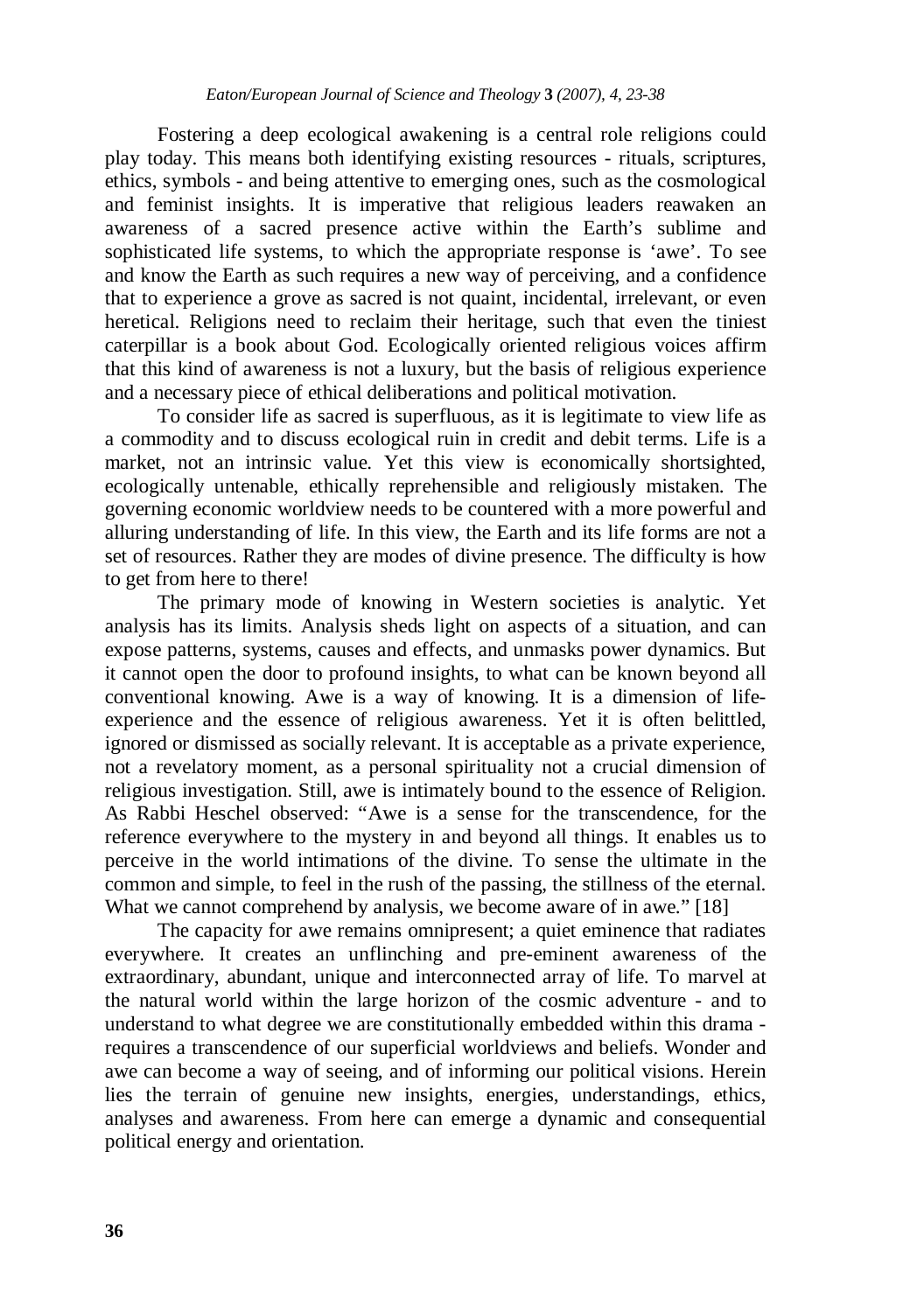Fostering a deep ecological awakening is a central role religions could play today. This means both identifying existing resources - rituals, scriptures, ethics, symbols - and being attentive to emerging ones, such as the cosmological and feminist insights. It is imperative that religious leaders reawaken an awareness of a sacred presence active within the Earth's sublime and sophisticated life systems, to which the appropriate response is 'awe'. To see and know the Earth as such requires a new way of perceiving, and a confidence that to experience a grove as sacred is not quaint, incidental, irrelevant, or even heretical. Religions need to reclaim their heritage, such that even the tiniest caterpillar is a book about God. Ecologically oriented religious voices affirm that this kind of awareness is not a luxury, but the basis of religious experience and a necessary piece of ethical deliberations and political motivation.

To consider life as sacred is superfluous, as it is legitimate to view life as a commodity and to discuss ecological ruin in credit and debit terms. Life is a market, not an intrinsic value. Yet this view is economically shortsighted, ecologically untenable, ethically reprehensible and religiously mistaken. The governing economic worldview needs to be countered with a more powerful and alluring understanding of life. In this view, the Earth and its life forms are not a set of resources. Rather they are modes of divine presence. The difficulty is how to get from here to there!

The primary mode of knowing in Western societies is analytic. Yet analysis has its limits. Analysis sheds light on aspects of a situation, and can expose patterns, systems, causes and effects, and unmasks power dynamics. But it cannot open the door to profound insights, to what can be known beyond all conventional knowing. Awe is a way of knowing. It is a dimension of life-experience and the essence of religious awareness. Yet it is often belittled, ignored or dismissed as socially relevant. It is acceptable as a private experience, not a revelatory moment, as a personal spirituality not a crucial dimension of religious investigation. Still, awe is intimately bound to the essence of Religion. As Rabbi Heschel observed: "Awe is a sense for the transcendence, for the reference everywhere to the mystery in and beyond all things. It enables us to perceive in the world intimations of the divine. To sense the ultimate in the common and simple, to feel in the rush of the passing, the stillness of the eternal. What we cannot comprehend by analysis, we become aware of in awe." [18]

The capacity for awe remains omnipresent; a quiet eminence that radiates everywhere. It creates an unflinching and pre-eminent awareness of the extraordinary, abundant, unique and interconnected array of life. To marvel at the natural world within the large horizon of the cosmic adventure - and to understand to what degree we are constitutionally embedded within this drama - requires a transcendence of our superficial worldviews and beliefs. Wonder and awe can become a way of seeing, and of informing our political visions. Herein lies the terrain of genuine new insights, energies, understandings, ethics, analyses and awareness. From here can emerge a dynamic and consequential political energy and orientation.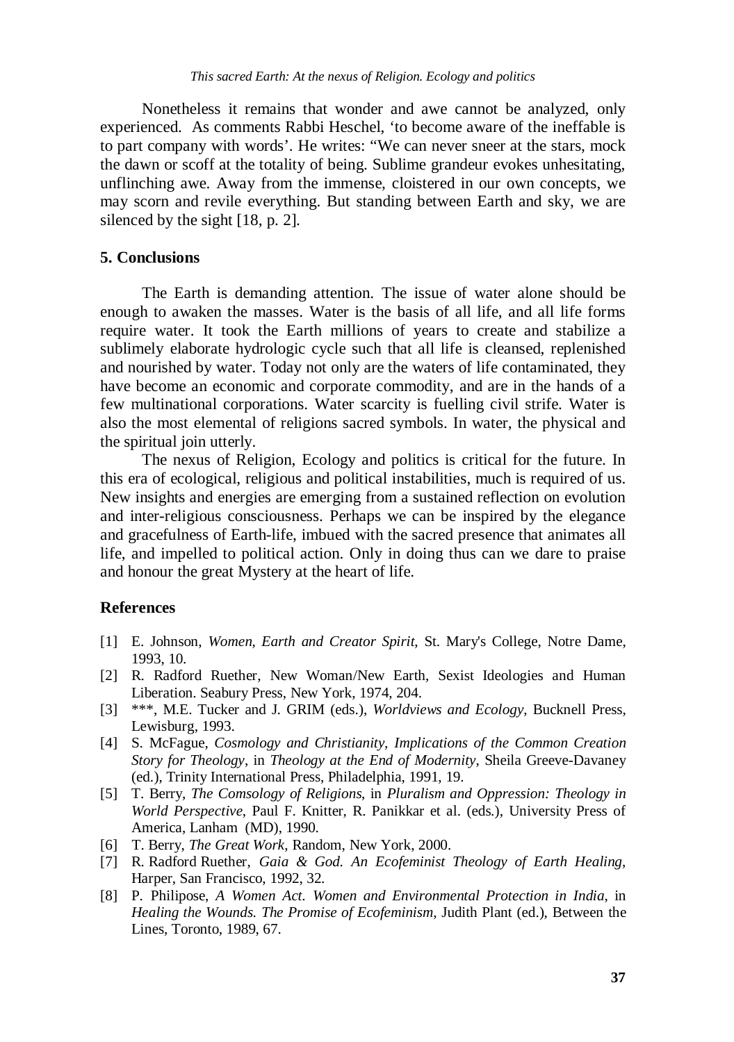Nonetheless it remains that wonder and awe cannot be analyzed, only experienced. As comments Rabbi Heschel, 'to become aware of the ineffable is to part company with words'. He writes: "We can never sneer at the stars, mock the dawn or scoff at the totality of being. Sublime grandeur evokes unhesitating, unflinching awe. Away from the immense, cloistered in our own concepts, we may scorn and revile everything. But standing between Earth and sky, we are silenced by the sight [18, p. 2].

## 5. Conclusions

The Earth is demanding attention. The issue of water alone should be enough to awaken the masses. Water is the basis of all life, and all life forms require water. It took the Earth millions of years to create and stabilize a sublimely elaborate hydrologic cycle such that all life is cleansed, replenished and nourished by water. Today not only are the waters of life contaminated, they have become an economic and corporate commodity, and are in the hands of a few multinational corporations. Water scarcity is fuelling civil strife. Water is also the most elemental of religions sacred symbols. In water, the physical and the spiritual join utterly.

The nexus of Religion, Ecology and politics is critical for the future. In this era of ecological, religious and political instabilities, much is required of us. New insights and energies are emerging from a sustained reflection on evolution and inter-religious consciousness. Perhaps we can be inspired by the elegance and gracefulness of Earth-life, imbued with the sacred presence that animates all life, and impelled to political action. Only in doing thus can we dare to praise and honour the great Mystery at the heart of life.

## References

[1] E. Johnson, *Women, Earth and Creator Spirit*, St. Mary's College, Notre Dame, 1993, 10.

[2] R. Radford Ruether, New Woman/New Earth, Sexist Ideologies and Human Liberation. Seabury Press, New York, 1974, 204.

[3] ***, M.E. Tucker and J. GRIM (eds.), *Worldviews and Ecology*, Bucknell Press, Lewisburg, 1993.

[4] S. McFague, *Cosmology and Christianity, Implications of the Common Creation Story for Theology*, in *Theology at the End of Modernity*, Sheila Greeve-Davaney (ed.), Trinity International Press, Philadelphia, 1991, 19.

[5] T. Berry, *The Comsology of Religions*, in *Pluralism and Oppression: Theology in World Perspective*, Paul F. Knitter, R. Panikkar et al. (eds.), University Press of America, Lanham (MD), 1990.

[6] T. Berry, *The Great Work*, Random, New York, 2000.

[7] R. Radford Ruether, *Gaia & God. An Ecofeminist Theology of Earth Healing*, Harper, San Francisco, 1992, 32.

[8] P. Philipose, *A Women Act. Women and Environmental Protection in India*, in *Healing the Wounds. The Promise of Ecofeminism*, Judith Plant (ed.), Between the Lines, Toronto, 1989, 67.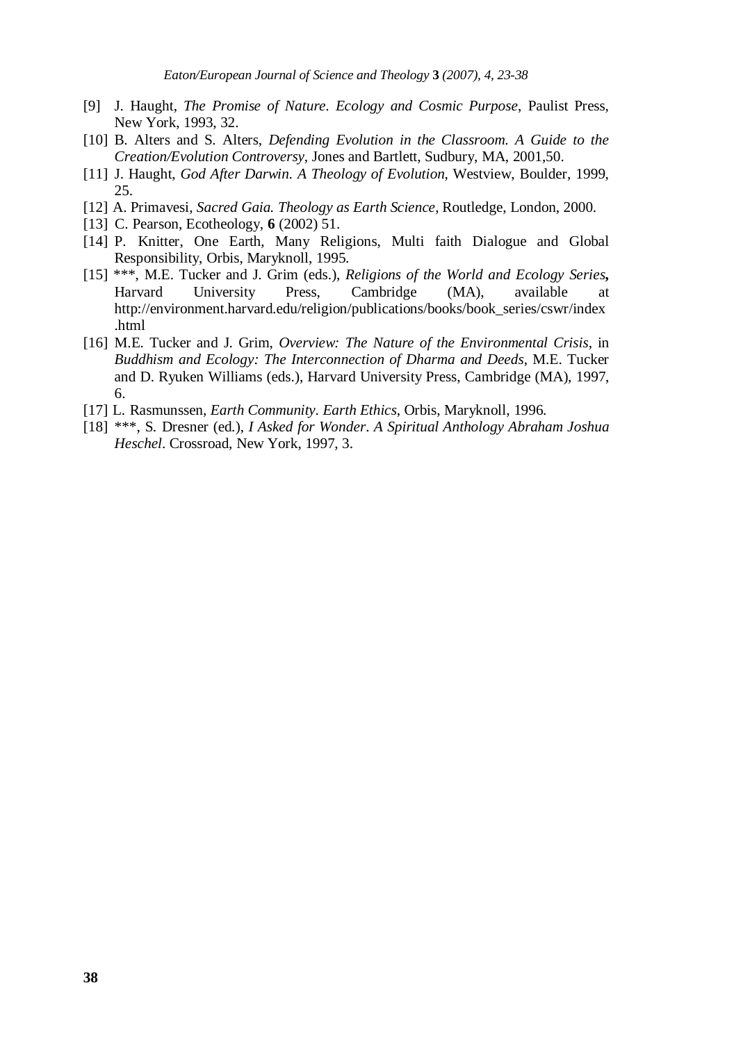[9] J. Haught, *The Promise of Nature. Ecology and Cosmic Purpose*, Paulist Press, New York, 1993, 32.

[10] B. Alters and S. Alters, *Defending Evolution in the Classroom. A Guide to the Creation/Evolution Controversy*, Jones and Bartlett, Sudbury, MA, 2001,50.

[11] J. Haught, *God After Darwin. A Theology of Evolution*, Westview, Boulder, 1999, 25.

[12] A. Primavesi, *Sacred Gaia. Theology as Earth Science*, Routledge, London, 2000.

[13] C. Pearson, Ecotheology, **6** (2002) 51.

[14] P. Knitter, One Earth, Many Religions, Multi faith Dialogue and Global Responsibility, Orbis, Maryknoll, 1995.

[15] ***, M.E. Tucker and J. Grim (eds.), *Religions of the World and Ecology Series*, Harvard University Press, Cambridge (MA), available at http://environment.harvard.edu/religion/publications/books/book_series/cswr/index.html

[16] M.E. Tucker and J. Grim, *Overview: The Nature of the Environmental Crisis*, in *Buddhism and Ecology: The Interconnection of Dharma and Deeds*, M.E. Tucker and D. Ryuken Williams (eds.), Harvard University Press, Cambridge (MA), 1997, 6.

[17] L. Rasmunssen, *Earth Community. Earth Ethics*, Orbis, Maryknoll, 1996.

[18] ***, S. Dresner (ed.), *I Asked for Wonder. A Spiritual Anthology Abraham Joshua Heschel*. Crossroad, New York, 1997, 3.